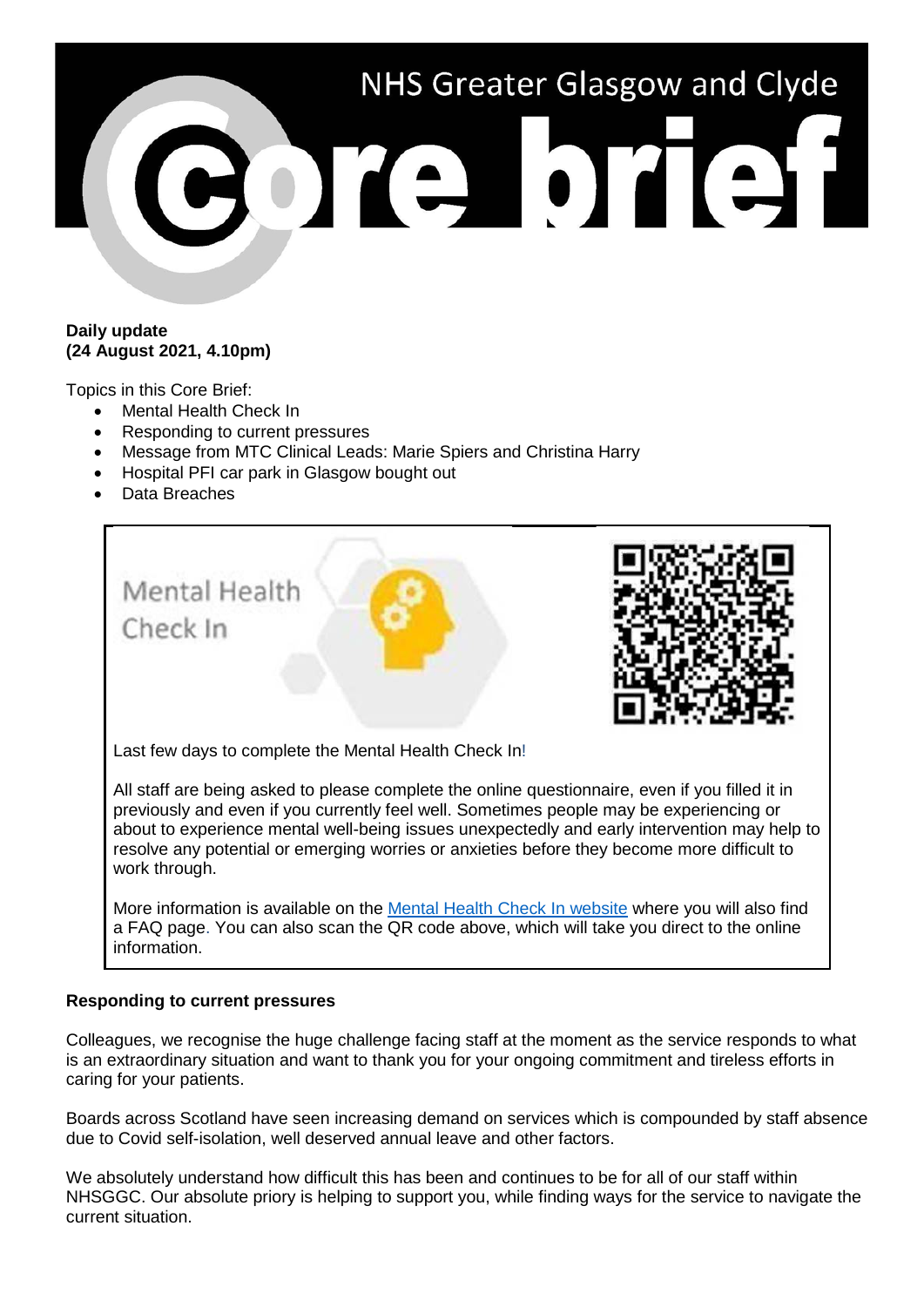# NHS Greater Glasgow and Clyde Core brief

**Daily update**
**(24 August 2021, 4.10pm)**

Topics in this Core Brief:

- Mental Health Check In
- Responding to current pressures
- Message from MTC Clinical Leads: Marie Spiers and Christina Harry
- Hospital PFI car park in Glasgow bought out
- Data Breaches

Mental Health Check In

Last few days to complete the Mental Health Check In!

All staff are being asked to please complete the online questionnaire, even if you filled it in previously and even if you currently feel well. Sometimes people may be experiencing or about to experience mental well-being issues unexpectedly and early intervention may help to resolve any potential or emerging worries or anxieties before they become more difficult to work through.

More information is available on the Mental Health Check In website where you will also find a FAQ page. You can also scan the QR code above, which will take you direct to the online information.

**Responding to current pressures**

Colleagues, we recognise the huge challenge facing staff at the moment as the service responds to what is an extraordinary situation and want to thank you for your ongoing commitment and tireless efforts in caring for your patients.

Boards across Scotland have seen increasing demand on services which is compounded by staff absence due to Covid self-isolation, well deserved annual leave and other factors.

We absolutely understand how difficult this has been and continues to be for all of our staff within NHSGGC. Our absolute priory is helping to support you, while finding ways for the service to navigate the current situation.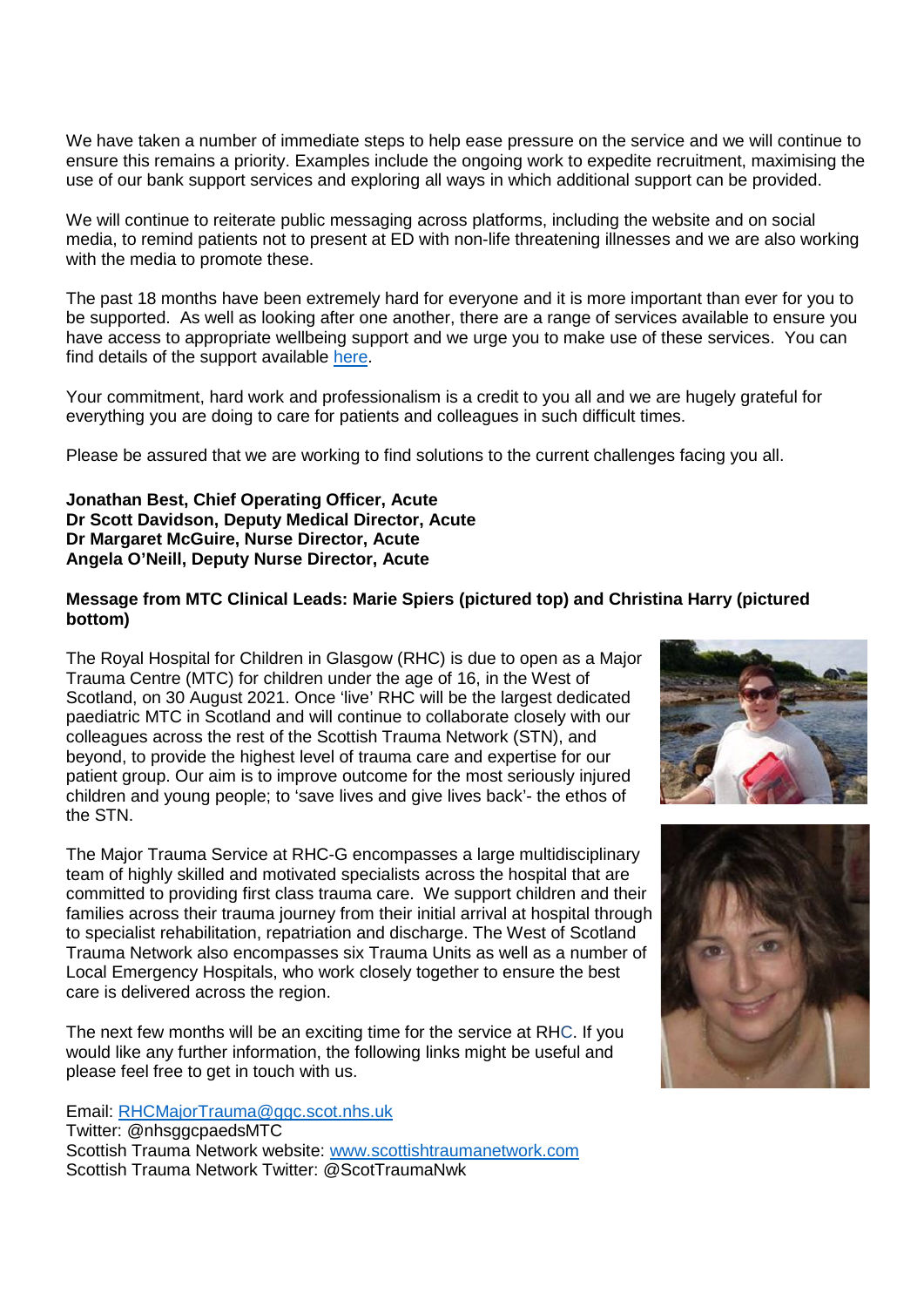We have taken a number of immediate steps to help ease pressure on the service and we will continue to ensure this remains a priority. Examples include the ongoing work to expedite recruitment, maximising the use of our bank support services and exploring all ways in which additional support can be provided.

We will continue to reiterate public messaging across platforms, including the website and on social media, to remind patients not to present at ED with non-life threatening illnesses and we are also working with the media to promote these.

The past 18 months have been extremely hard for everyone and it is more important than ever for you to be supported. As well as looking after one another, there are a range of services available to ensure you have access to appropriate wellbeing support and we urge you to make use of these services. You can find details of the support available here.

Your commitment, hard work and professionalism is a credit to you all and we are hugely grateful for everything you are doing to care for patients and colleagues in such difficult times.

Please be assured that we are working to find solutions to the current challenges facing you all.

**Jonathan Best, Chief Operating Officer, Acute**
**Dr Scott Davidson, Deputy Medical Director, Acute**
**Dr Margaret McGuire, Nurse Director, Acute**
**Angela O'Neill, Deputy Nurse Director, Acute**

**Message from MTC Clinical Leads: Marie Spiers (pictured top) and Christina Harry (pictured bottom)**

The Royal Hospital for Children in Glasgow (RHC) is due to open as a Major Trauma Centre (MTC) for children under the age of 16, in the West of Scotland, on 30 August 2021. Once 'live' RHC will be the largest dedicated paediatric MTC in Scotland and will continue to collaborate closely with our colleagues across the rest of the Scottish Trauma Network (STN), and beyond, to provide the highest level of trauma care and expertise for our patient group. Our aim is to improve outcome for the most seriously injured children and young people; to 'save lives and give lives back'- the ethos of the STN.

The Major Trauma Service at RHC-G encompasses a large multidisciplinary team of highly skilled and motivated specialists across the hospital that are committed to providing first class trauma care. We support children and their families across their trauma journey from their initial arrival at hospital through to specialist rehabilitation, repatriation and discharge. The West of Scotland Trauma Network also encompasses six Trauma Units as well as a number of Local Emergency Hospitals, who work closely together to ensure the best care is delivered across the region.

The next few months will be an exciting time for the service at RHC. If you would like any further information, the following links might be useful and please feel free to get in touch with us.

Email: RHCMajorTrauma@ggc.scot.nhs.uk
Twitter: @nhsggcpaedsMTC
Scottish Trauma Network website: www.scottishtraumanetwork.com
Scottish Trauma Network Twitter: @ScotTraumaNwk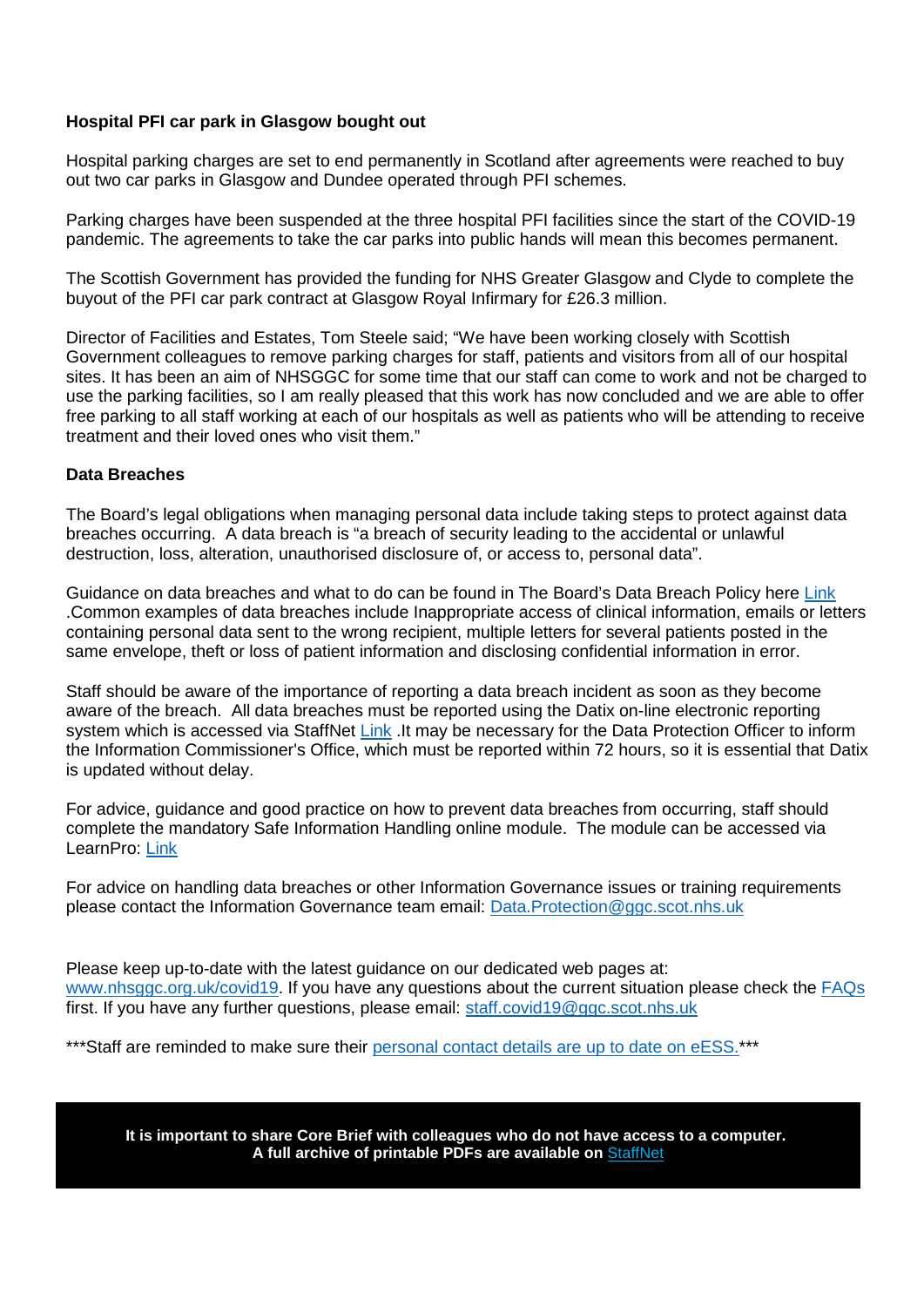**Hospital PFI car park in Glasgow bought out**

Hospital parking charges are set to end permanently in Scotland after agreements were reached to buy out two car parks in Glasgow and Dundee operated through PFI schemes.

Parking charges have been suspended at the three hospital PFI facilities since the start of the COVID-19 pandemic. The agreements to take the car parks into public hands will mean this becomes permanent.

The Scottish Government has provided the funding for NHS Greater Glasgow and Clyde to complete the buyout of the PFI car park contract at Glasgow Royal Infirmary for £26.3 million.

Director of Facilities and Estates, Tom Steele said; "We have been working closely with Scottish Government colleagues to remove parking charges for staff, patients and visitors from all of our hospital sites. It has been an aim of NHSGGC for some time that our staff can come to work and not be charged to use the parking facilities, so I am really pleased that this work has now concluded and we are able to offer free parking to all staff working at each of our hospitals as well as patients who will be attending to receive treatment and their loved ones who visit them."

**Data Breaches**

The Board's legal obligations when managing personal data include taking steps to protect against data breaches occurring. A data breach is "a breach of security leading to the accidental or unlawful destruction, loss, alteration, unauthorised disclosure of, or access to, personal data".

Guidance on data breaches and what to do can be found in The Board's Data Breach Policy here Link .Common examples of data breaches include Inappropriate access of clinical information, emails or letters containing personal data sent to the wrong recipient, multiple letters for several patients posted in the same envelope, theft or loss of patient information and disclosing confidential information in error.

Staff should be aware of the importance of reporting a data breach incident as soon as they become aware of the breach. All data breaches must be reported using the Datix on-line electronic reporting system which is accessed via StaffNet Link .It may be necessary for the Data Protection Officer to inform the Information Commissioner's Office, which must be reported within 72 hours, so it is essential that Datix is updated without delay.

For advice, guidance and good practice on how to prevent data breaches from occurring, staff should complete the mandatory Safe Information Handling online module. The module can be accessed via LearnPro: Link

For advice on handling data breaches or other Information Governance issues or training requirements please contact the Information Governance team email: Data.Protection@ggc.scot.nhs.uk

Please keep up-to-date with the latest guidance on our dedicated web pages at: www.nhsggc.org.uk/covid19. If you have any questions about the current situation please check the FAQs first. If you have any further questions, please email: staff.covid19@ggc.scot.nhs.uk

***Staff are reminded to make sure their personal contact details are up to date on eESS.***

**It is important to share Core Brief with colleagues who do not have access to a computer.**
**A full archive of printable PDFs are available on StaffNet**